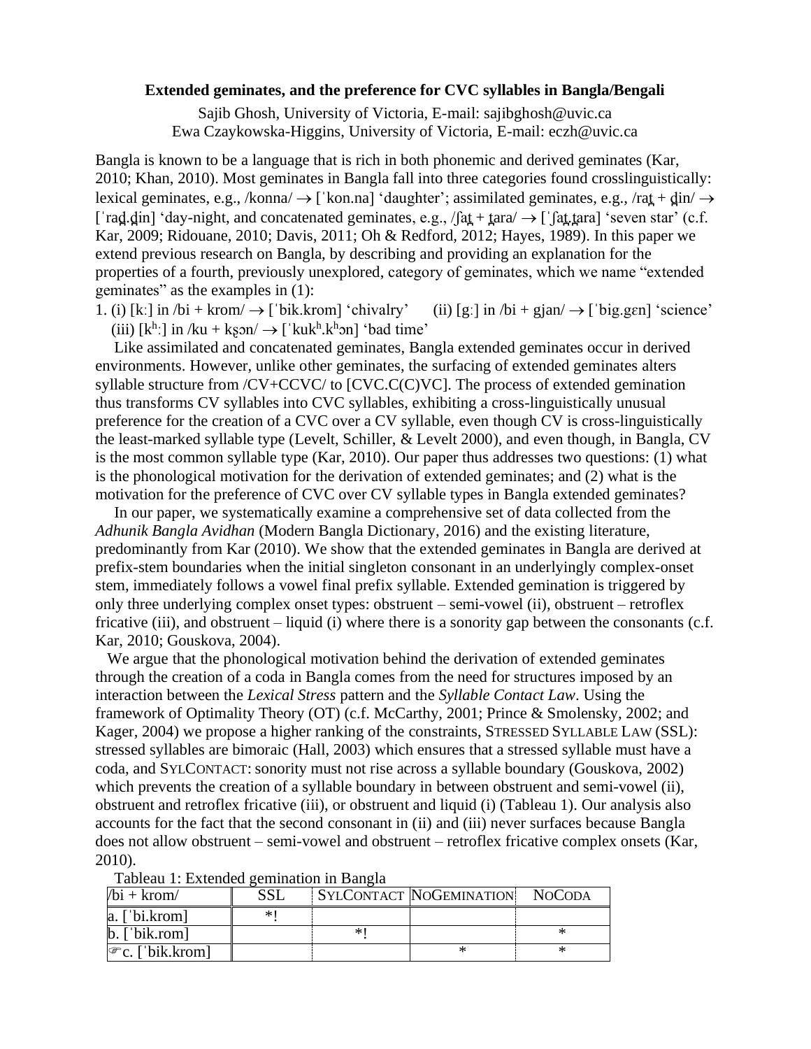**Extended geminates, and the preference for CVC syllables in Bangla/Bengali**

Sajib Ghosh, University of Victoria, E-mail: sajibghosh@uvic.ca
Ewa Czaykowska-Higgins, University of Victoria, E-mail: eczh@uvic.ca

Bangla is known to be a language that is rich in both phonemic and derived geminates (Kar, 2010; Khan, 2010). Most geminates in Bangla fall into three categories found crosslinguistically: lexical geminates, e.g., /konna/ → [ˈkon.na] 'daughter'; assimilated geminates, e.g., /rat̪ + d̪in/ → [ˈrad̪.d̪in] 'day-night, and concatenated geminates, e.g., /ʃat̪ + t̪ara/ → [ˈʃat̪.t̪ara] 'seven star' (c.f. Kar, 2009; Ridouane, 2010; Davis, 2011; Oh & Redford, 2012; Hayes, 1989). In this paper we extend previous research on Bangla, by describing and providing an explanation for the properties of a fourth, previously unexplored, category of geminates, which we name "extended geminates" as the examples in (1):

1. (i) [kː] in /bi + krom/ → [ˈbik.krom] 'chivalry' (ii) [gː] in /bi + gjan/ → [ˈbig.gɛn] 'science'
   (iii) [kʰː] in /ku + kʂɔn/ → [ˈkukʰ.kʰɔn] 'bad time'

Like assimilated and concatenated geminates, Bangla extended geminates occur in derived environments. However, unlike other geminates, the surfacing of extended geminates alters syllable structure from /CV+CCVC/ to [CVC.C(C)VC]. The process of extended gemination thus transforms CV syllables into CVC syllables, exhibiting a cross-linguistically unusual preference for the creation of a CVC over a CV syllable, even though CV is cross-linguistically the least-marked syllable type (Levelt, Schiller, & Levelt 2000), and even though, in Bangla, CV is the most common syllable type (Kar, 2010). Our paper thus addresses two questions: (1) what is the phonological motivation for the derivation of extended geminates; and (2) what is the motivation for the preference of CVC over CV syllable types in Bangla extended geminates?

In our paper, we systematically examine a comprehensive set of data collected from the *Adhunik Bangla Avidhan* (Modern Bangla Dictionary, 2016) and the existing literature, predominantly from Kar (2010). We show that the extended geminates in Bangla are derived at prefix-stem boundaries when the initial singleton consonant in an underlyingly complex-onset stem, immediately follows a vowel final prefix syllable. Extended gemination is triggered by only three underlying complex onset types: obstruent – semi-vowel (ii), obstruent – retroflex fricative (iii), and obstruent – liquid (i) where there is a sonority gap between the consonants (c.f. Kar, 2010; Gouskova, 2004).

We argue that the phonological motivation behind the derivation of extended geminates through the creation of a coda in Bangla comes from the need for structures imposed by an interaction between the *Lexical Stress* pattern and the *Syllable Contact Law*. Using the framework of Optimality Theory (OT) (c.f. McCarthy, 2001; Prince & Smolensky, 2002; and Kager, 2004) we propose a higher ranking of the constraints, STRESSED SYLLABLE LAW (SSL): stressed syllables are bimoraic (Hall, 2003) which ensures that a stressed syllable must have a coda, and SYLCONTACT: sonority must not rise across a syllable boundary (Gouskova, 2002) which prevents the creation of a syllable boundary in between obstruent and semi-vowel (ii), obstruent and retroflex fricative (iii), or obstruent and liquid (i) (Tableau 1). Our analysis also accounts for the fact that the second consonant in (ii) and (iii) never surfaces because Bangla does not allow obstruent – semi-vowel and obstruent – retroflex fricative complex onsets (Kar, 2010).

Tableau 1: Extended gemination in Bangla

| /bi + krom/ | SSL | SYLCONTACT | NOGEMINATION | NOCODA |
|---|---|---|---|---|
| a. [ˈbi.krom] | *! | | | |
| b. [ˈbik.rom] | | *! | | * |
| ☞c. [ˈbik.krom] | | | * | * |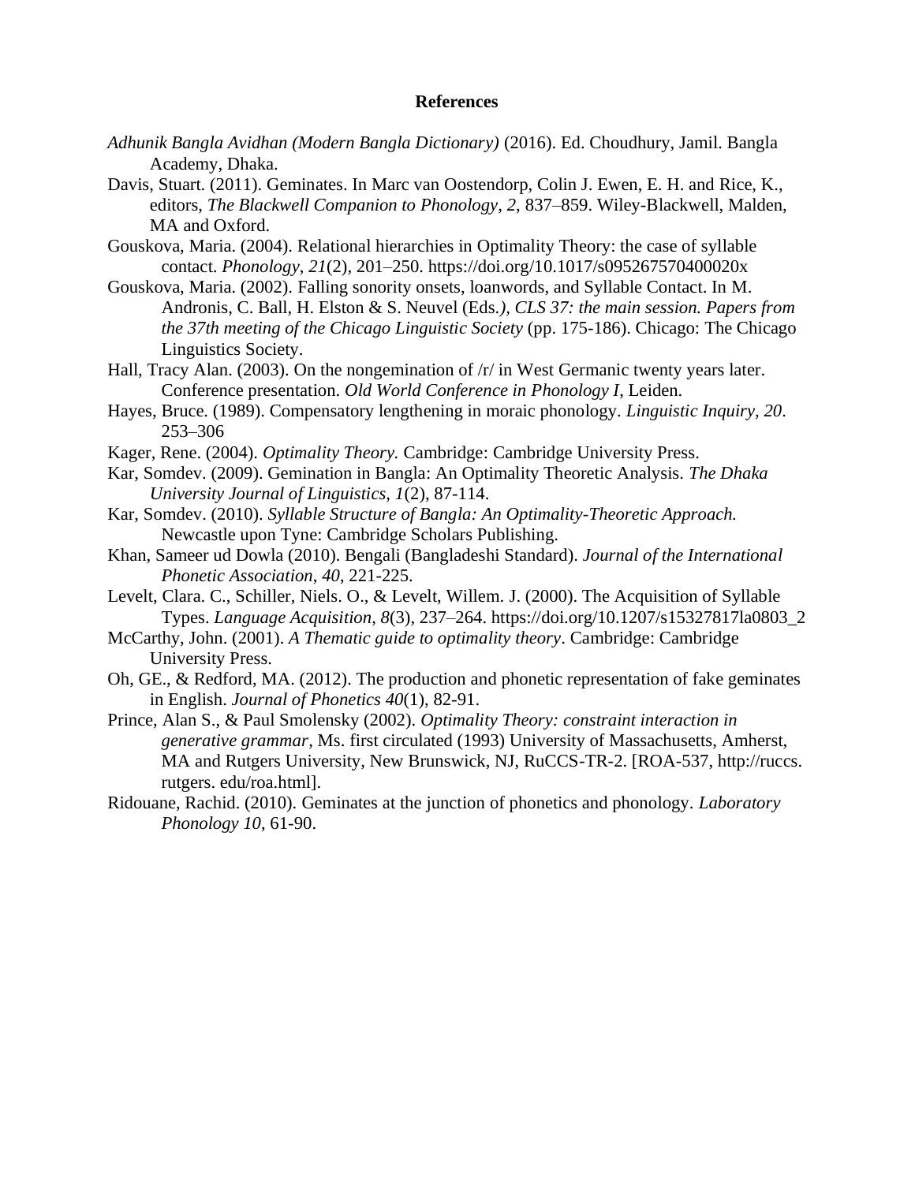## References

*Adhunik Bangla Avidhan (Modern Bangla Dictionary)* (2016). Ed. Choudhury, Jamil. Bangla Academy, Dhaka.

Davis, Stuart. (2011). Geminates. In Marc van Oostendorp, Colin J. Ewen, E. H. and Rice, K., editors, *The Blackwell Companion to Phonology*, *2*, 837–859. Wiley-Blackwell, Malden, MA and Oxford.

Gouskova, Maria. (2004). Relational hierarchies in Optimality Theory: the case of syllable contact. *Phonology*, *21*(2), 201–250. https://doi.org/10.1017/s095267570400020x

Gouskova, Maria. (2002). Falling sonority onsets, loanwords, and Syllable Contact. In M. Andronis, C. Ball, H. Elston & S. Neuvel (Eds.*), CLS 37: the main session. Papers from the 37th meeting of the Chicago Linguistic Society* (pp. 175-186). Chicago: The Chicago Linguistics Society.

Hall, Tracy Alan. (2003). On the nongemination of /r/ in West Germanic twenty years later. Conference presentation. *Old World Conference in Phonology I*, Leiden.

Hayes, Bruce. (1989). Compensatory lengthening in moraic phonology. *Linguistic Inquiry, 20*. 253–306

Kager, Rene. (2004). *Optimality Theory.* Cambridge: Cambridge University Press.

Kar, Somdev. (2009). Gemination in Bangla: An Optimality Theoretic Analysis. *The Dhaka University Journal of Linguistics, 1*(2), 87-114.

Kar, Somdev. (2010). *Syllable Structure of Bangla: An Optimality-Theoretic Approach.* Newcastle upon Tyne: Cambridge Scholars Publishing.

Khan, Sameer ud Dowla (2010). Bengali (Bangladeshi Standard). *Journal of the International Phonetic Association*, *40*, 221-225.

Levelt, Clara. C., Schiller, Niels. O., & Levelt, Willem. J. (2000). The Acquisition of Syllable Types. *Language Acquisition*, *8*(3), 237–264. https://doi.org/10.1207/s15327817la0803_2

McCarthy, John. (2001). *A Thematic guide to optimality theory*. Cambridge: Cambridge University Press.

Oh, GE., & Redford, MA. (2012). The production and phonetic representation of fake geminates in English. *Journal of Phonetics 40*(1), 82-91.

Prince, Alan S., & Paul Smolensky (2002). *Optimality Theory: constraint interaction in generative grammar*, Ms. first circulated (1993) University of Massachusetts, Amherst, MA and Rutgers University, New Brunswick, NJ, RuCCS-TR-2. [ROA-537, http://ruccs. rutgers. edu/roa.html].

Ridouane, Rachid. (2010). Geminates at the junction of phonetics and phonology. *Laboratory Phonology 10*, 61-90.